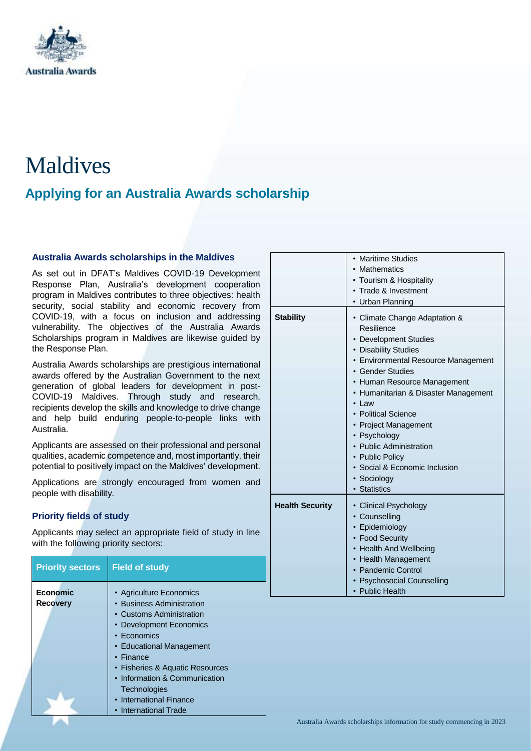Australia Awards

# Maldives

## Applying for an Australia Awards scholarship

### Australia Awards scholarships in the Maldives

As set out in DFAT's Maldives COVID-19 Development Response Plan, Australia's development cooperation program in Maldives contributes to three objectives: health security, social stability and economic recovery from COVID-19, with a focus on inclusion and addressing vulnerability. The objectives of the Australia Awards Scholarships program in Maldives are likewise guided by the Response Plan.

Australia Awards scholarships are prestigious international awards offered by the Australian Government to the next generation of global leaders for development in post-COVID-19 Maldives. Through study and research, recipients develop the skills and knowledge to drive change and help build enduring people-to-people links with Australia.

Applicants are assessed on their professional and personal qualities, academic competence and, most importantly, their potential to positively impact on the Maldives' development.

Applications are strongly encouraged from women and people with disability.

### Priority fields of study

Applicants may select an appropriate field of study in line with the following priority sectors:

| Priority sectors | Field of study |
|---|---|
| **Economic Recovery** | • Agriculture Economics<br>• Business Administration<br>• Customs Administration<br>• Development Economics<br>• Economics<br>• Educational Management<br>• Finance<br>• Fisheries & Aquatic Resources<br>• Information & Communication Technologies<br>• International Finance<br>• International Trade<br>• Maritime Studies<br>• Mathematics<br>• Tourism & Hospitality<br>• Trade & Investment<br>• Urban Planning |
| **Stability** | • Climate Change Adaptation & Resilience<br>• Development Studies<br>• Disability Studies<br>• Environmental Resource Management<br>• Gender Studies<br>• Human Resource Management<br>• Humanitarian & Disaster Management<br>• Law<br>• Political Science<br>• Project Management<br>• Psychology<br>• Public Administration<br>• Public Policy<br>• Social & Economic Inclusion<br>• Sociology<br>• Statistics |
| **Health Security** | • Clinical Psychology<br>• Counselling<br>• Epidemiology<br>• Food Security<br>• Health And Wellbeing<br>• Health Management<br>• Pandemic Control<br>• Psychosocial Counselling<br>• Public Health |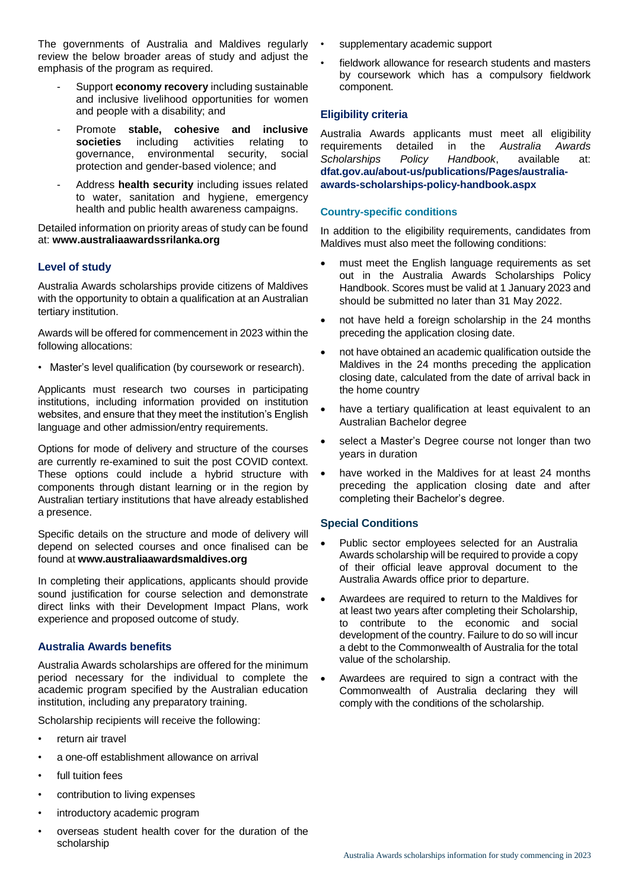The governments of Australia and Maldives regularly review the below broader areas of study and adjust the emphasis of the program as required.

- Support **economy recovery** including sustainable and inclusive livelihood opportunities for women and people with a disability; and
- Promote **stable, cohesive and inclusive societies** including activities relating to governance, environmental security, social protection and gender-based violence; and
- Address **health security** including issues related to water, sanitation and hygiene, emergency health and public health awareness campaigns.

Detailed information on priority areas of study can be found at: **www.australiaawardssrilanka.org**

## Level of study

Australia Awards scholarships provide citizens of Maldives with the opportunity to obtain a qualification at an Australian tertiary institution.

Awards will be offered for commencement in 2023 within the following allocations:

- Master's level qualification (by coursework or research).

Applicants must research two courses in participating institutions, including information provided on institution websites, and ensure that they meet the institution's English language and other admission/entry requirements.

Options for mode of delivery and structure of the courses are currently re-examined to suit the post COVID context. These options could include a hybrid structure with components through distant learning or in the region by Australian tertiary institutions that have already established a presence.

Specific details on the structure and mode of delivery will depend on selected courses and once finalised can be found at **www.australiaawardsmaldives.org**

In completing their applications, applicants should provide sound justification for course selection and demonstrate direct links with their Development Impact Plans, work experience and proposed outcome of study.

## Australia Awards benefits

Australia Awards scholarships are offered for the minimum period necessary for the individual to complete the academic program specified by the Australian education institution, including any preparatory training.

Scholarship recipients will receive the following:

- return air travel
- a one-off establishment allowance on arrival
- full tuition fees
- contribution to living expenses
- introductory academic program
- overseas student health cover for the duration of the scholarship
- supplementary academic support
- fieldwork allowance for research students and masters by coursework which has a compulsory fieldwork component.

## Eligibility criteria

Australia Awards applicants must meet all eligibility requirements detailed in the *Australia Awards Scholarships Policy Handbook*, available at: **dfat.gov.au/about-us/publications/Pages/australia-awards-scholarships-policy-handbook.aspx**

### Country-specific conditions

In addition to the eligibility requirements, candidates from Maldives must also meet the following conditions:

- must meet the English language requirements as set out in the Australia Awards Scholarships Policy Handbook. Scores must be valid at 1 January 2023 and should be submitted no later than 31 May 2022.
- not have held a foreign scholarship in the 24 months preceding the application closing date.
- not have obtained an academic qualification outside the Maldives in the 24 months preceding the application closing date, calculated from the date of arrival back in the home country
- have a tertiary qualification at least equivalent to an Australian Bachelor degree
- select a Master's Degree course not longer than two years in duration
- have worked in the Maldives for at least 24 months preceding the application closing date and after completing their Bachelor's degree.

## Special Conditions

- Public sector employees selected for an Australia Awards scholarship will be required to provide a copy of their official leave approval document to the Australia Awards office prior to departure.
- Awardees are required to return to the Maldives for at least two years after completing their Scholarship, to contribute to the economic and social development of the country. Failure to do so will incur a debt to the Commonwealth of Australia for the total value of the scholarship.
- Awardees are required to sign a contract with the Commonwealth of Australia declaring they will comply with the conditions of the scholarship.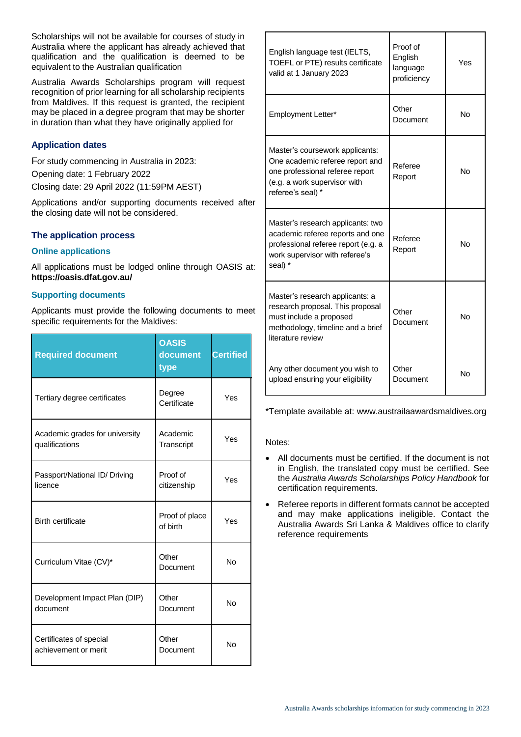Scholarships will not be available for courses of study in Australia where the applicant has already achieved that qualification and the qualification is deemed to be equivalent to the Australian qualification

Australia Awards Scholarships program will request recognition of prior learning for all scholarship recipients from Maldives. If this request is granted, the recipient may be placed in a degree program that may be shorter in duration than what they have originally applied for

### Application dates

For study commencing in Australia in 2023:

Opening date: 1 February 2022

Closing date: 29 April 2022 (11:59PM AEST)

Applications and/or supporting documents received after the closing date will not be considered.

### The application process

#### Online applications

All applications must be lodged online through OASIS at: **https://oasis.dfat.gov.au/**

#### Supporting documents

Applicants must provide the following documents to meet specific requirements for the Maldives:

| Required document | OASIS document type | Certified |
|---|---|---|
| Tertiary degree certificates | Degree Certificate | Yes |
| Academic grades for university qualifications | Academic Transcript | Yes |
| Passport/National ID/ Driving licence | Proof of citizenship | Yes |
| Birth certificate | Proof of place of birth | Yes |
| Curriculum Vitae (CV)* | Other Document | No |
| Development Impact Plan (DIP) document | Other Document | No |
| Certificates of special achievement or merit | Other Document | No |
| English language test (IELTS, TOEFL or PTE) results certificate valid at 1 January 2023 | Proof of English language proficiency | Yes |
| Employment Letter* | Other Document | No |
| Master's coursework applicants: One academic referee report and one professional referee report (e.g. a work supervisor with referee's seal) * | Referee Report | No |
| Master's research applicants: two academic referee reports and one professional referee report (e.g. a work supervisor with referee's seal) * | Referee Report | No |
| Master's research applicants: a research proposal. This proposal must include a proposed methodology, timeline and a brief literature review | Other Document | No |
| Any other document you wish to upload ensuring your eligibility | Other Document | No |

*Template available at: www.austrailaawardsmaldives.org

Notes:

- All documents must be certified. If the document is not in English, the translated copy must be certified. See the *Australia Awards Scholarships Policy Handbook* for certification requirements.
- Referee reports in different formats cannot be accepted and may make applications ineligible. Contact the Australia Awards Sri Lanka & Maldives office to clarify reference requirements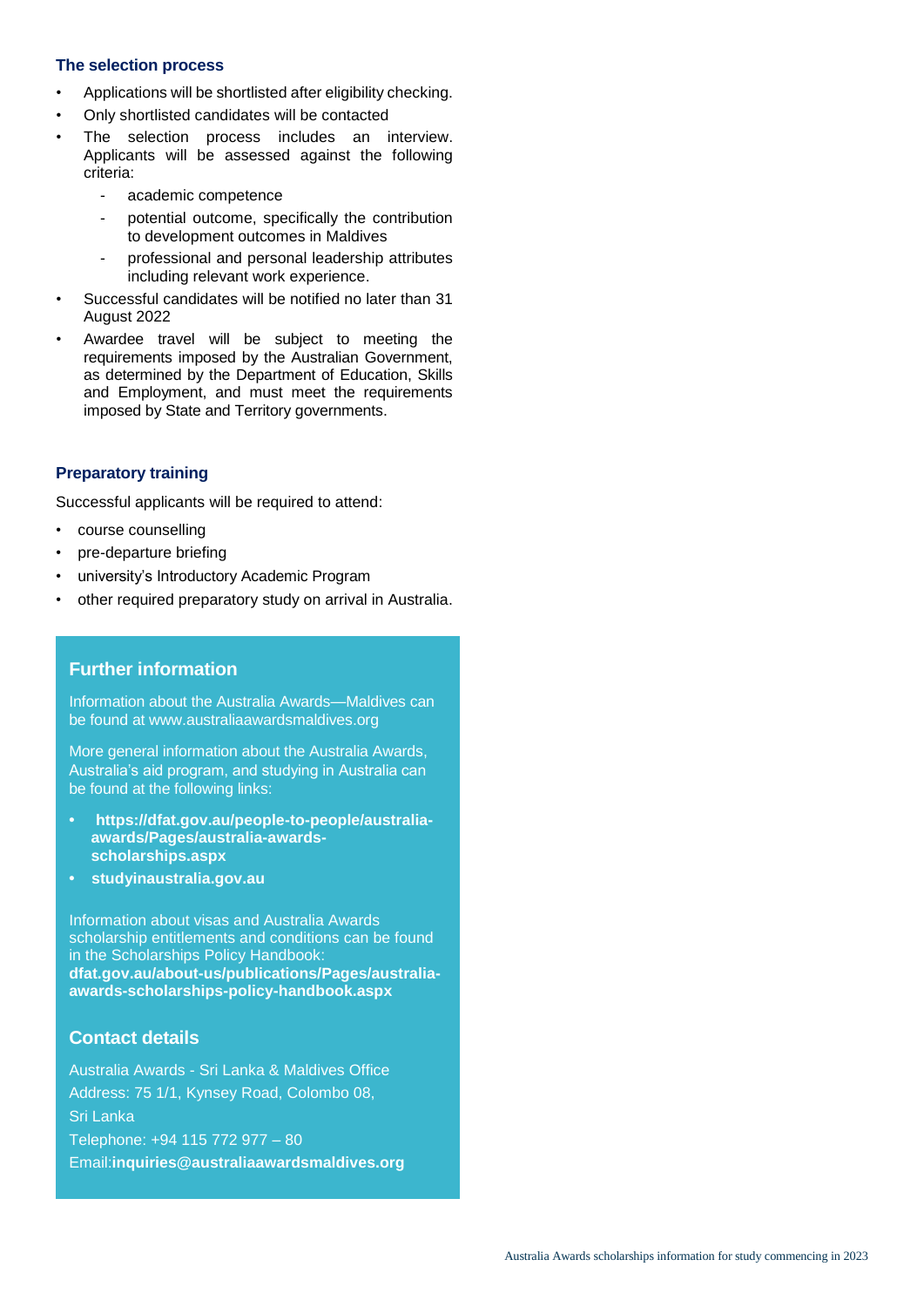### The selection process

- Applications will be shortlisted after eligibility checking.
- Only shortlisted candidates will be contacted
- The selection process includes an interview. Applicants will be assessed against the following criteria:
  - academic competence
  - potential outcome, specifically the contribution to development outcomes in Maldives
  - professional and personal leadership attributes including relevant work experience.
- Successful candidates will be notified no later than 31 August 2022
- Awardee travel will be subject to meeting the requirements imposed by the Australian Government, as determined by the Department of Education, Skills and Employment, and must meet the requirements imposed by State and Territory governments.

### Preparatory training

Successful applicants will be required to attend:

- course counselling
- pre-departure briefing
- university's Introductory Academic Program
- other required preparatory study on arrival in Australia.

## Further information

Information about the Australia Awards—Maldives can be found at www.australiaawardsmaldives.org

More general information about the Australia Awards, Australia's aid program, and studying in Australia can be found at the following links:

- **https://dfat.gov.au/people-to-people/australia-awards/Pages/australia-awards-scholarships.aspx**
- **studyinaustralia.gov.au**

Information about visas and Australia Awards scholarship entitlements and conditions can be found in the Scholarships Policy Handbook: **dfat.gov.au/about-us/publications/Pages/australia-awards-scholarships-policy-handbook.aspx**

## Contact details

Australia Awards - Sri Lanka & Maldives Office
Address: 75 1/1, Kynsey Road, Colombo 08,
Sri Lanka
Telephone: +94 115 772 977 – 80
Email:**inquiries@australiaawardsmaldives.org**